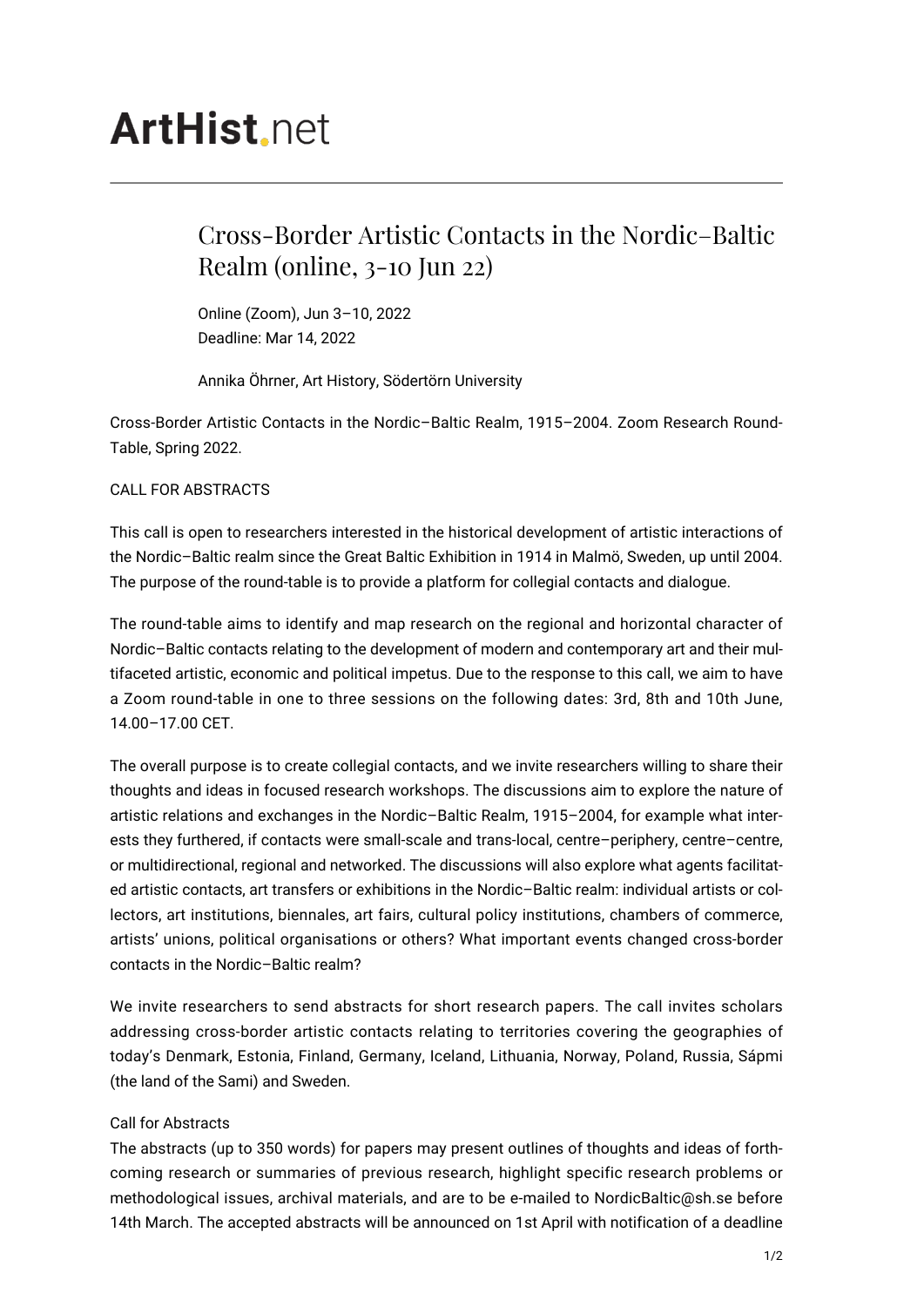# ArtHist.net

## Cross-Border Artistic Contacts in the Nordic–Baltic Realm (online, 3-10 Jun 22)

Online (Zoom), Jun 3–10, 2022
Deadline: Mar 14, 2022

Annika Öhrner, Art History, Södertörn University

Cross-Border Artistic Contacts in the Nordic–Baltic Realm, 1915–2004. Zoom Research Round-Table, Spring 2022.

CALL FOR ABSTRACTS

This call is open to researchers interested in the historical development of artistic interactions of the Nordic–Baltic realm since the Great Baltic Exhibition in 1914 in Malmö, Sweden, up until 2004. The purpose of the round-table is to provide a platform for collegial contacts and dialogue.

The round-table aims to identify and map research on the regional and horizontal character of Nordic–Baltic contacts relating to the development of modern and contemporary art and their multifaceted artistic, economic and political impetus. Due to the response to this call, we aim to have a Zoom round-table in one to three sessions on the following dates: 3rd, 8th and 10th June, 14.00–17.00 CET.

The overall purpose is to create collegial contacts, and we invite researchers willing to share their thoughts and ideas in focused research workshops. The discussions aim to explore the nature of artistic relations and exchanges in the Nordic–Baltic Realm, 1915–2004, for example what interests they furthered, if contacts were small-scale and trans-local, centre–periphery, centre–centre, or multidirectional, regional and networked. The discussions will also explore what agents facilitated artistic contacts, art transfers or exhibitions in the Nordic–Baltic realm: individual artists or collectors, art institutions, biennales, art fairs, cultural policy institutions, chambers of commerce, artists' unions, political organisations or others? What important events changed cross-border contacts in the Nordic–Baltic realm?

We invite researchers to send abstracts for short research papers. The call invites scholars addressing cross-border artistic contacts relating to territories covering the geographies of today's Denmark, Estonia, Finland, Germany, Iceland, Lithuania, Norway, Poland, Russia, Sápmi (the land of the Sami) and Sweden.

Call for Abstracts
The abstracts (up to 350 words) for papers may present outlines of thoughts and ideas of forthcoming research or summaries of previous research, highlight specific research problems or methodological issues, archival materials, and are to be e-mailed to NordicBaltic@sh.se before 14th March. The accepted abstracts will be announced on 1st April with notification of a deadline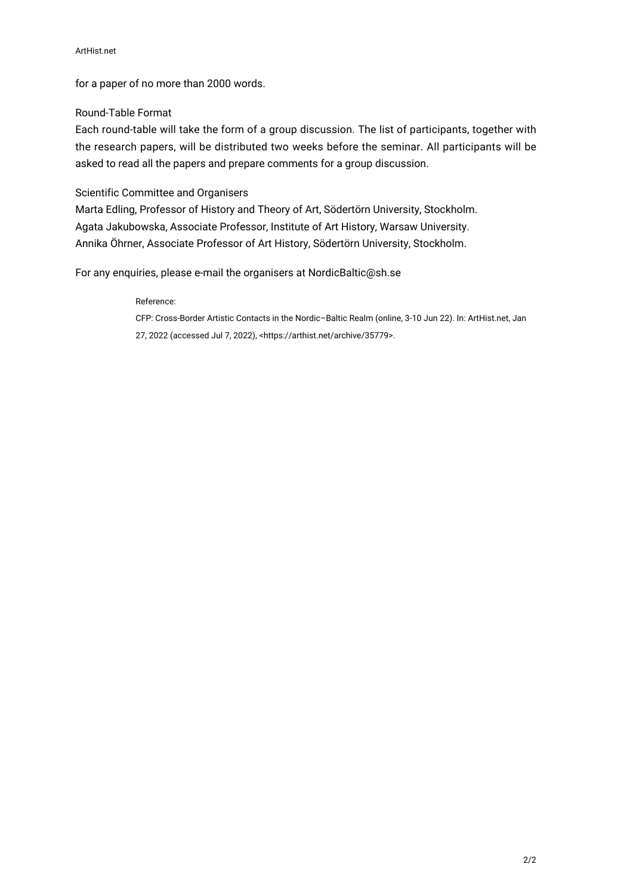for a paper of no more than 2000 words.

Round-Table Format

Each round-table will take the form of a group discussion. The list of participants, together with the research papers, will be distributed two weeks before the seminar. All participants will be asked to read all the papers and prepare comments for a group discussion.

Scientific Committee and Organisers

Marta Edling, Professor of History and Theory of Art, Södertörn University, Stockholm.
Agata Jakubowska, Associate Professor, Institute of Art History, Warsaw University.
Annika Öhrner, Associate Professor of Art History, Södertörn University, Stockholm.

For any enquiries, please e-mail the organisers at NordicBaltic@sh.se

Reference:

CFP: Cross-Border Artistic Contacts in the Nordic–Baltic Realm (online, 3-10 Jun 22). In: ArtHist.net, Jan 27, 2022 (accessed Jul 7, 2022), <https://arthist.net/archive/35779>.